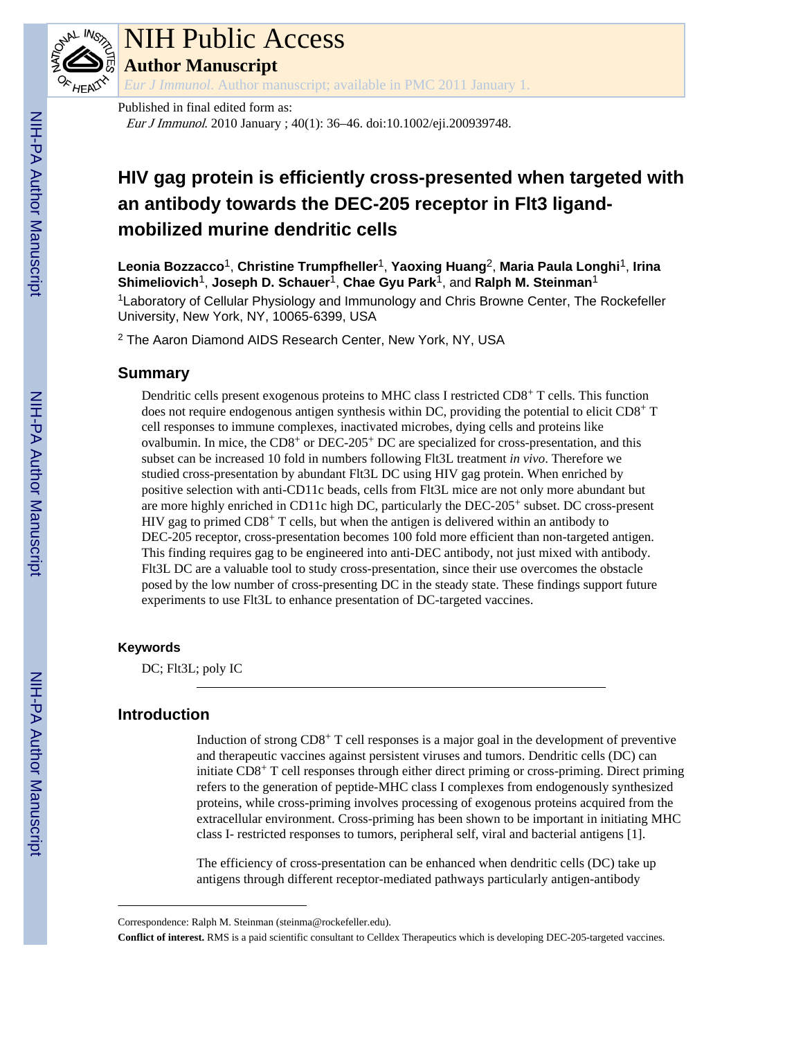# NIH Public Access

## Author Manuscript

*Eur J Immunol*. Author manuscript; available in PMC 2011 January 1.

Published in final edited form as:

*Eur J Immunol*. 2010 January ; 40(1): 36–46. doi:10.1002/eji.200939748.

# HIV gag protein is efficiently cross-presented when targeted with an antibody towards the DEC-205 receptor in Flt3 ligand-mobilized murine dendritic cells

**Leonia Bozzacco**[1], **Christine Trumpfheller**[1], **Yaoxing Huang**[2], **Maria Paula Longhi**[1], **Irina Shimeliovich**[1], **Joseph D. Schauer**[1], **Chae Gyu Park**[1], and **Ralph M. Steinman**[1]

[1]Laboratory of Cellular Physiology and Immunology and Chris Browne Center, The Rockefeller University, New York, NY, 10065-6399, USA

[2] The Aaron Diamond AIDS Research Center, New York, NY, USA

## Summary

Dendritic cells present exogenous proteins to MHC class I restricted $CD8^+$ T cells. This function does not require endogenous antigen synthesis within DC, providing the potential to elicit $CD8^+$ T cell responses to immune complexes, inactivated microbes, dying cells and proteins like ovalbumin. In mice, the $CD8^+$ or DEC-$205^+$ DC are specialized for cross-presentation, and this subset can be increased 10 fold in numbers following Flt3L treatment *in vivo*. Therefore we studied cross-presentation by abundant Flt3L DC using HIV gag protein. When enriched by positive selection with anti-CD11c beads, cells from Flt3L mice are not only more abundant but are more highly enriched in CD11c high DC, particularly the DEC-$205^+$ subset. DC cross-present HIV gag to primed $CD8^+$ T cells, but when the antigen is delivered within an antibody to DEC-205 receptor, cross-presentation becomes 100 fold more efficient than non-targeted antigen. This finding requires gag to be engineered into anti-DEC antibody, not just mixed with antibody. Flt3L DC are a valuable tool to study cross-presentation, since their use overcomes the obstacle posed by the low number of cross-presenting DC in the steady state. These findings support future experiments to use Flt3L to enhance presentation of DC-targeted vaccines.

### Keywords

DC; Flt3L; poly IC

## Introduction

Induction of strong $CD8^+$ T cell responses is a major goal in the development of preventive and therapeutic vaccines against persistent viruses and tumors. Dendritic cells (DC) can initiate $CD8^+$ T cell responses through either direct priming or cross-priming. Direct priming refers to the generation of peptide-MHC class I complexes from endogenously synthesized proteins, while cross-priming involves processing of exogenous proteins acquired from the extracellular environment. Cross-priming has been shown to be important in initiating MHC class I- restricted responses to tumors, peripheral self, viral and bacterial antigens [1].

The efficiency of cross-presentation can be enhanced when dendritic cells (DC) take up antigens through different receptor-mediated pathways particularly antigen-antibody

---

Correspondence: Ralph M. Steinman (steinma@rockefeller.edu).

**Conflict of interest.** RMS is a paid scientific consultant to Celldex Therapeutics which is developing DEC-205-targeted vaccines.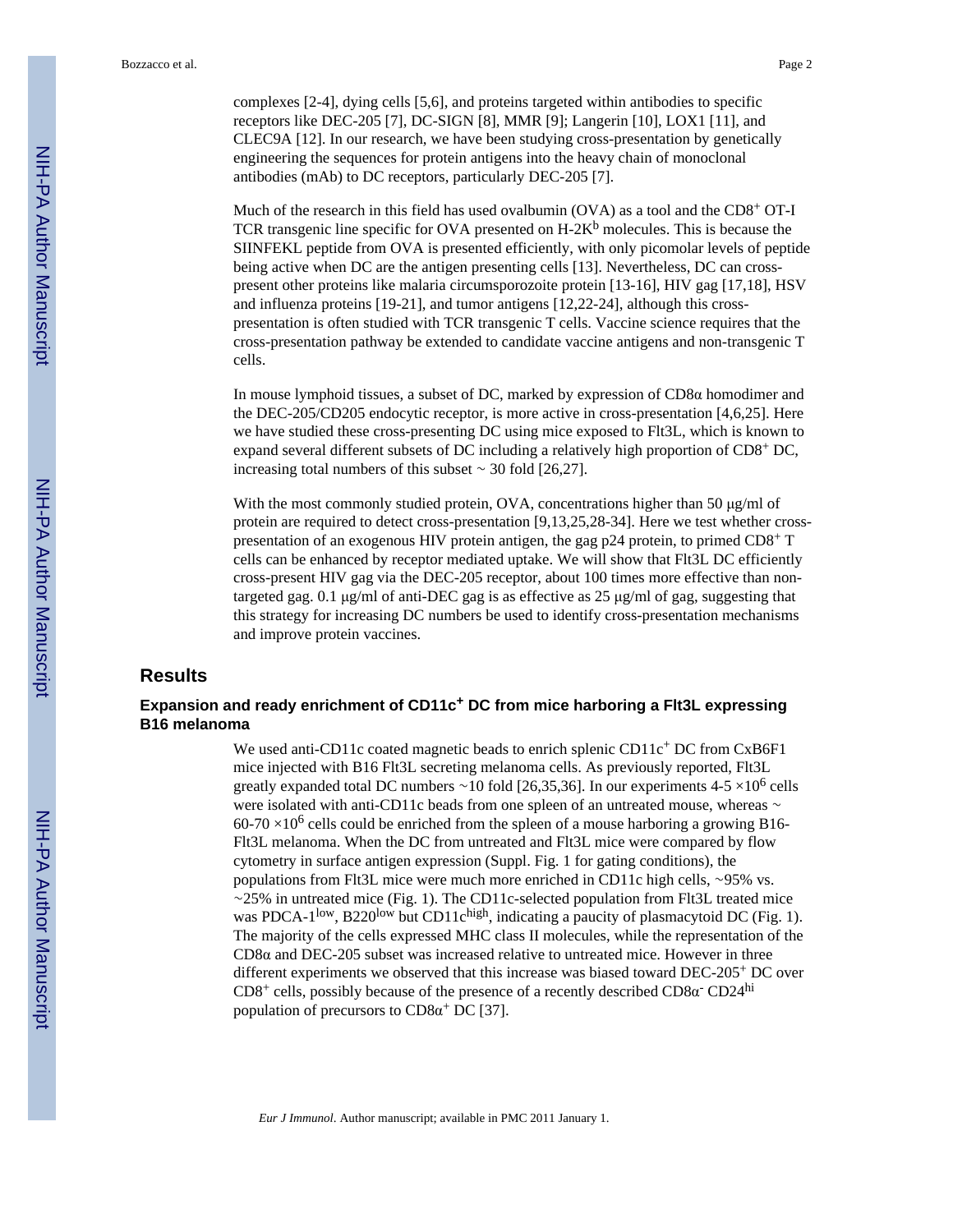complexes [2-4], dying cells [5,6], and proteins targeted within antibodies to specific receptors like DEC-205 [7], DC-SIGN [8], MMR [9]; Langerin [10], LOX1 [11], and CLEC9A [12]. In our research, we have been studying cross-presentation by genetically engineering the sequences for protein antigens into the heavy chain of monoclonal antibodies (mAb) to DC receptors, particularly DEC-205 [7].

Much of the research in this field has used ovalbumin (OVA) as a tool and the $CD8^+$ OT-I TCR transgenic line specific for OVA presented on $H\text{-}2K^b$ molecules. This is because the SIINFEKL peptide from OVA is presented efficiently, with only picomolar levels of peptide being active when DC are the antigen presenting cells [13]. Nevertheless, DC can cross-present other proteins like malaria circumsporozoite protein [13-16], HIV gag [17,18], HSV and influenza proteins [19-21], and tumor antigens [12,22-24], although this cross-presentation is often studied with TCR transgenic T cells. Vaccine science requires that the cross-presentation pathway be extended to candidate vaccine antigens and non-transgenic T cells.

In mouse lymphoid tissues, a subset of DC, marked by expression of CD8α homodimer and the DEC-205/CD205 endocytic receptor, is more active in cross-presentation [4,6,25]. Here we have studied these cross-presenting DC using mice exposed to Flt3L, which is known to expand several different subsets of DC including a relatively high proportion of $CD8^+$ DC, increasing total numbers of this subset ~ 30 fold [26,27].

With the most commonly studied protein, OVA, concentrations higher than 50 μg/ml of protein are required to detect cross-presentation [9,13,25,28-34]. Here we test whether cross-presentation of an exogenous HIV protein antigen, the gag p24 protein, to primed $CD8^+$ T cells can be enhanced by receptor mediated uptake. We will show that Flt3L DC efficiently cross-present HIV gag via the DEC-205 receptor, about 100 times more effective than non-targeted gag. 0.1 μg/ml of anti-DEC gag is as effective as 25 μg/ml of gag, suggesting that this strategy for increasing DC numbers be used to identify cross-presentation mechanisms and improve protein vaccines.

## Results

### Expansion and ready enrichment of $CD11c^+$ DC from mice harboring a Flt3L expressing B16 melanoma

We used anti-CD11c coated magnetic beads to enrich splenic $CD11c^+$ DC from CxB6F1 mice injected with B16 Flt3L secreting melanoma cells. As previously reported, Flt3L greatly expanded total DC numbers ~10 fold [26,35,36]. In our experiments $4\text{-}5 \times 10^6$ cells were isolated with anti-CD11c beads from one spleen of an untreated mouse, whereas ~ $60\text{-}70 \times 10^6$ cells could be enriched from the spleen of a mouse harboring a growing B16-Flt3L melanoma. When the DC from untreated and Flt3L mice were compared by flow cytometry in surface antigen expression (Suppl. Fig. 1 for gating conditions), the populations from Flt3L mice were much more enriched in CD11c high cells, ~95% vs. ~25% in untreated mice (Fig. 1). The CD11c-selected population from Flt3L treated mice was $PDCA\text{-}1^{low}$, $B220^{low}$ but $CD11c^{high}$, indicating a paucity of plasmacytoid DC (Fig. 1). The majority of the cells expressed MHC class II molecules, while the representation of the CD8α and DEC-205 subset was increased relative to untreated mice. However in three different experiments we observed that this increase was biased toward $DEC\text{-}205^+$ DC over $CD8^+$ cells, possibly because of the presence of a recently described $CD8\alpha^-$ $CD24^{hi}$ population of precursors to $CD8\alpha^+$ DC [37].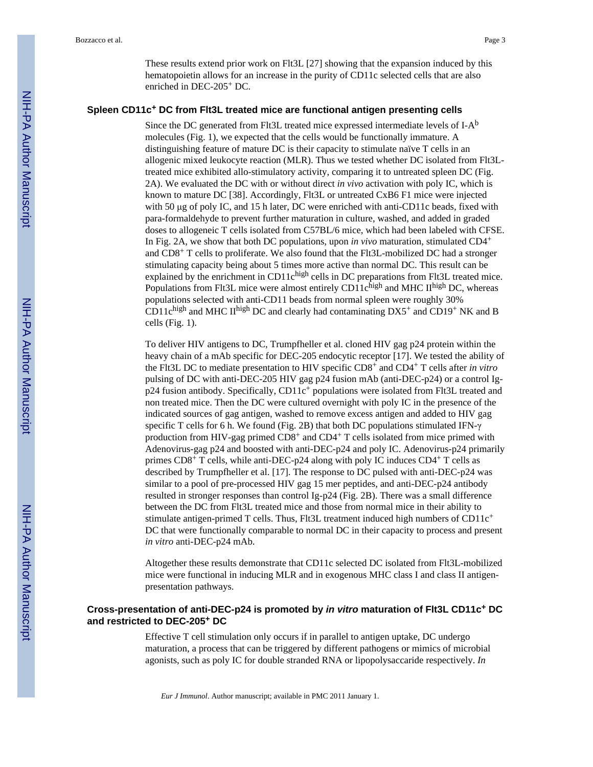These results extend prior work on Flt3L [27] showing that the expansion induced by this hematopoietin allows for an increase in the purity of CD11c selected cells that are also enriched in DEC-205$^+$ DC.

### Spleen CD11c$^+$ DC from Flt3L treated mice are functional antigen presenting cells

Since the DC generated from Flt3L treated mice expressed intermediate levels of I-A$^b$ molecules (Fig. 1), we expected that the cells would be functionally immature. A distinguishing feature of mature DC is their capacity to stimulate naïve T cells in an allogenic mixed leukocyte reaction (MLR). Thus we tested whether DC isolated from Flt3L-treated mice exhibited allo-stimulatory activity, comparing it to untreated spleen DC (Fig. 2A). We evaluated the DC with or without direct *in vivo* activation with poly IC, which is known to mature DC [38]. Accordingly, Flt3L or untreated CxB6 F1 mice were injected with 50 μg of poly IC, and 15 h later, DC were enriched with anti-CD11c beads, fixed with para-formaldehyde to prevent further maturation in culture, washed, and added in graded doses to allogeneic T cells isolated from C57BL/6 mice, which had been labeled with CFSE. In Fig. 2A, we show that both DC populations, upon *in vivo* maturation, stimulated CD4$^+$ and CD8$^+$ T cells to proliferate. We also found that the Flt3L-mobilized DC had a stronger stimulating capacity being about 5 times more active than normal DC. This result can be explained by the enrichment in CD11c$^{high}$ cells in DC preparations from Flt3L treated mice. Populations from Flt3L mice were almost entirely CD11c$^{high}$ and MHC II$^{high}$ DC, whereas populations selected with anti-CD11 beads from normal spleen were roughly 30% CD11c$^{high}$ and MHC II$^{high}$ DC and clearly had contaminating DX5$^+$ and CD19$^+$ NK and B cells (Fig. 1).

To deliver HIV antigens to DC, Trumpfheller et al. cloned HIV gag p24 protein within the heavy chain of a mAb specific for DEC-205 endocytic receptor [17]. We tested the ability of the Flt3L DC to mediate presentation to HIV specific CD8$^+$ and CD4$^+$ T cells after *in vitro* pulsing of DC with anti-DEC-205 HIV gag p24 fusion mAb (anti-DEC-p24) or a control Ig-p24 fusion antibody. Specifically, CD11c$^+$ populations were isolated from Flt3L treated and non treated mice. Then the DC were cultured overnight with poly IC in the presence of the indicated sources of gag antigen, washed to remove excess antigen and added to HIV gag specific T cells for 6 h. We found (Fig. 2B) that both DC populations stimulated IFN-γ production from HIV-gag primed CD8$^+$ and CD4$^+$ T cells isolated from mice primed with Adenovirus-gag p24 and boosted with anti-DEC-p24 and poly IC. Adenovirus-p24 primarily primes CD8$^+$ T cells, while anti-DEC-p24 along with poly IC induces CD4$^+$ T cells as described by Trumpfheller et al. [17]. The response to DC pulsed with anti-DEC-p24 was similar to a pool of pre-processed HIV gag 15 mer peptides, and anti-DEC-p24 antibody resulted in stronger responses than control Ig-p24 (Fig. 2B). There was a small difference between the DC from Flt3L treated mice and those from normal mice in their ability to stimulate antigen-primed T cells. Thus, Flt3L treatment induced high numbers of CD11c$^+$ DC that were functionally comparable to normal DC in their capacity to process and present *in vitro* anti-DEC-p24 mAb.

Altogether these results demonstrate that CD11c selected DC isolated from Flt3L-mobilized mice were functional in inducing MLR and in exogenous MHC class I and class II antigen-presentation pathways.

### Cross-presentation of anti-DEC-p24 is promoted by *in vitro* maturation of Flt3L CD11c$^+$ DC and restricted to DEC-205$^+$ DC

Effective T cell stimulation only occurs if in parallel to antigen uptake, DC undergo maturation, a process that can be triggered by different pathogens or mimics of microbial agonists, such as poly IC for double stranded RNA or lipopolysaccaride respectively. *In*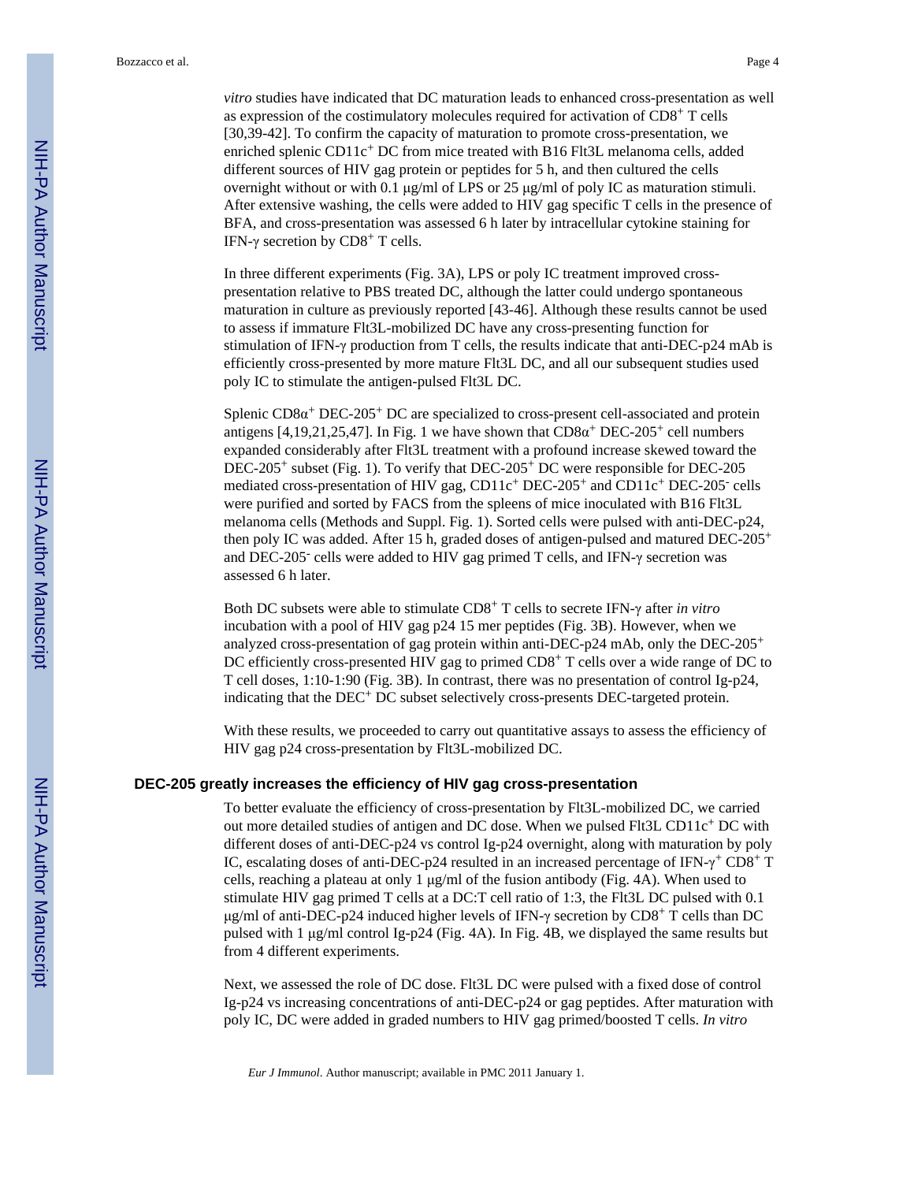*vitro* studies have indicated that DC maturation leads to enhanced cross-presentation as well as expression of the costimulatory molecules required for activation of $CD8^+$ T cells [30,39-42]. To confirm the capacity of maturation to promote cross-presentation, we enriched splenic $CD11c^+$ DC from mice treated with B16 Flt3L melanoma cells, added different sources of HIV gag protein or peptides for 5 h, and then cultured the cells overnight without or with 0.1 μg/ml of LPS or 25 μg/ml of poly IC as maturation stimuli. After extensive washing, the cells were added to HIV gag specific T cells in the presence of BFA, and cross-presentation was assessed 6 h later by intracellular cytokine staining for IFN-γ secretion by $CD8^+$ T cells.

In three different experiments (Fig. 3A), LPS or poly IC treatment improved cross-presentation relative to PBS treated DC, although the latter could undergo spontaneous maturation in culture as previously reported [43-46]. Although these results cannot be used to assess if immature Flt3L-mobilized DC have any cross-presenting function for stimulation of IFN-γ production from T cells, the results indicate that anti-DEC-p24 mAb is efficiently cross-presented by more mature Flt3L DC, and all our subsequent studies used poly IC to stimulate the antigen-pulsed Flt3L DC.

Splenic $CD8\alpha^+$ DEC-$205^+$ DC are specialized to cross-present cell-associated and protein antigens [4,19,21,25,47]. In Fig. 1 we have shown that $CD8\alpha^+$ DEC-$205^+$ cell numbers expanded considerably after Flt3L treatment with a profound increase skewed toward the DEC-$205^+$ subset (Fig. 1). To verify that DEC-$205^+$ DC were responsible for DEC-205 mediated cross-presentation of HIV gag, $CD11c^+$ DEC-$205^+$ and $CD11c^+$ DEC-$205^-$ cells were purified and sorted by FACS from the spleens of mice inoculated with B16 Flt3L melanoma cells (Methods and Suppl. Fig. 1). Sorted cells were pulsed with anti-DEC-p24, then poly IC was added. After 15 h, graded doses of antigen-pulsed and matured DEC-$205^+$ and DEC-$205^-$ cells were added to HIV gag primed T cells, and IFN-γ secretion was assessed 6 h later.

Both DC subsets were able to stimulate $CD8^+$ T cells to secrete IFN-γ after *in vitro* incubation with a pool of HIV gag p24 15 mer peptides (Fig. 3B). However, when we analyzed cross-presentation of gag protein within anti-DEC-p24 mAb, only the DEC-$205^+$ DC efficiently cross-presented HIV gag to primed $CD8^+$ T cells over a wide range of DC to T cell doses, 1:10-1:90 (Fig. 3B). In contrast, there was no presentation of control Ig-p24, indicating that the $DEC^+$ DC subset selectively cross-presents DEC-targeted protein.

With these results, we proceeded to carry out quantitative assays to assess the efficiency of HIV gag p24 cross-presentation by Flt3L-mobilized DC.

## DEC-205 greatly increases the efficiency of HIV gag cross-presentation

To better evaluate the efficiency of cross-presentation by Flt3L-mobilized DC, we carried out more detailed studies of antigen and DC dose. When we pulsed Flt3L $CD11c^+$ DC with different doses of anti-DEC-p24 vs control Ig-p24 overnight, along with maturation by poly IC, escalating doses of anti-DEC-p24 resulted in an increased percentage of IFN-$\gamma^+$ $CD8^+$ T cells, reaching a plateau at only 1 μg/ml of the fusion antibody (Fig. 4A). When used to stimulate HIV gag primed T cells at a DC:T cell ratio of 1:3, the Flt3L DC pulsed with 0.1 μg/ml of anti-DEC-p24 induced higher levels of IFN-γ secretion by $CD8^+$ T cells than DC pulsed with 1 μg/ml control Ig-p24 (Fig. 4A). In Fig. 4B, we displayed the same results but from 4 different experiments.

Next, we assessed the role of DC dose. Flt3L DC were pulsed with a fixed dose of control Ig-p24 vs increasing concentrations of anti-DEC-p24 or gag peptides. After maturation with poly IC, DC were added in graded numbers to HIV gag primed/boosted T cells. *In vitro*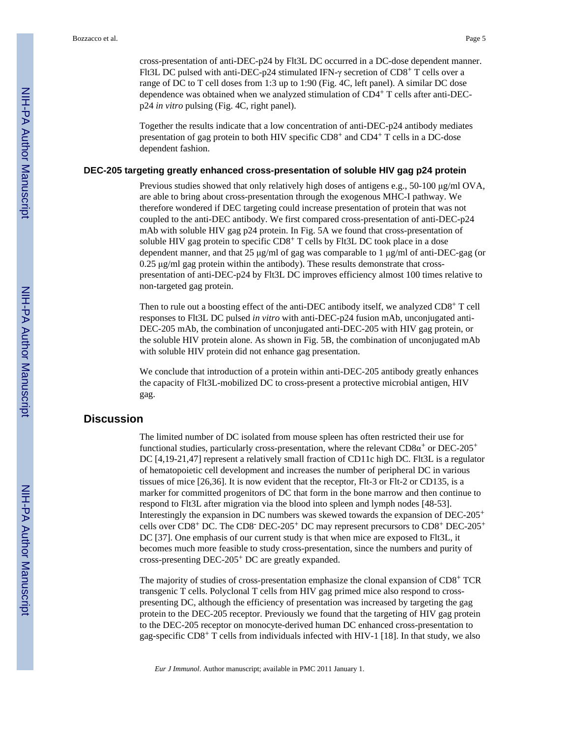cross-presentation of anti-DEC-p24 by Flt3L DC occurred in a DC-dose dependent manner. Flt3L DC pulsed with anti-DEC-p24 stimulated IFN-γ secretion of $CD8^+$ T cells over a range of DC to T cell doses from 1:3 up to 1:90 (Fig. 4C, left panel). A similar DC dose dependence was obtained when we analyzed stimulation of $CD4^+$ T cells after anti-DEC-p24 *in vitro* pulsing (Fig. 4C, right panel).

Together the results indicate that a low concentration of anti-DEC-p24 antibody mediates presentation of gag protein to both HIV specific $CD8^+$ and $CD4^+$ T cells in a DC-dose dependent fashion.

### DEC-205 targeting greatly enhanced cross-presentation of soluble HIV gag p24 protein

Previous studies showed that only relatively high doses of antigens e.g., 50-100 μg/ml OVA, are able to bring about cross-presentation through the exogenous MHC-I pathway. We therefore wondered if DEC targeting could increase presentation of protein that was not coupled to the anti-DEC antibody. We first compared cross-presentation of anti-DEC-p24 mAb with soluble HIV gag p24 protein. In Fig. 5A we found that cross-presentation of soluble HIV gag protein to specific $CD8^+$ T cells by Flt3L DC took place in a dose dependent manner, and that 25 μg/ml of gag was comparable to 1 μg/ml of anti-DEC-gag (or 0.25 μg/ml gag protein within the antibody). These results demonstrate that cross-presentation of anti-DEC-p24 by Flt3L DC improves efficiency almost 100 times relative to non-targeted gag protein.

Then to rule out a boosting effect of the anti-DEC antibody itself, we analyzed $CD8^+$ T cell responses to Flt3L DC pulsed *in vitro* with anti-DEC-p24 fusion mAb, unconjugated anti-DEC-205 mAb, the combination of unconjugated anti-DEC-205 with HIV gag protein, or the soluble HIV protein alone. As shown in Fig. 5B, the combination of unconjugated mAb with soluble HIV protein did not enhance gag presentation.

We conclude that introduction of a protein within anti-DEC-205 antibody greatly enhances the capacity of Flt3L-mobilized DC to cross-present a protective microbial antigen, HIV gag.

## Discussion

The limited number of DC isolated from mouse spleen has often restricted their use for functional studies, particularly cross-presentation, where the relevant $CD8\alpha^+$ or DEC-$205^+$ DC [4,19-21,47] represent a relatively small fraction of CD11c high DC. Flt3L is a regulator of hematopoietic cell development and increases the number of peripheral DC in various tissues of mice [26,36]. It is now evident that the receptor, Flt-3 or Flt-2 or CD135, is a marker for committed progenitors of DC that form in the bone marrow and then continue to respond to Flt3L after migration via the blood into spleen and lymph nodes [48-53]. Interestingly the expansion in DC numbers was skewed towards the expansion of DEC-$205^+$ cells over $CD8^+$ DC. The $CD8^-$ DEC-$205^+$ DC may represent precursors to $CD8^+$ DEC-$205^+$ DC [37]. One emphasis of our current study is that when mice are exposed to Flt3L, it becomes much more feasible to study cross-presentation, since the numbers and purity of cross-presenting DEC-$205^+$ DC are greatly expanded.

The majority of studies of cross-presentation emphasize the clonal expansion of $CD8^+$ TCR transgenic T cells. Polyclonal T cells from HIV gag primed mice also respond to cross-presenting DC, although the efficiency of presentation was increased by targeting the gag protein to the DEC-205 receptor. Previously we found that the targeting of HIV gag protein to the DEC-205 receptor on monocyte-derived human DC enhanced cross-presentation to gag-specific $CD8^+$ T cells from individuals infected with HIV-1 [18]. In that study, we also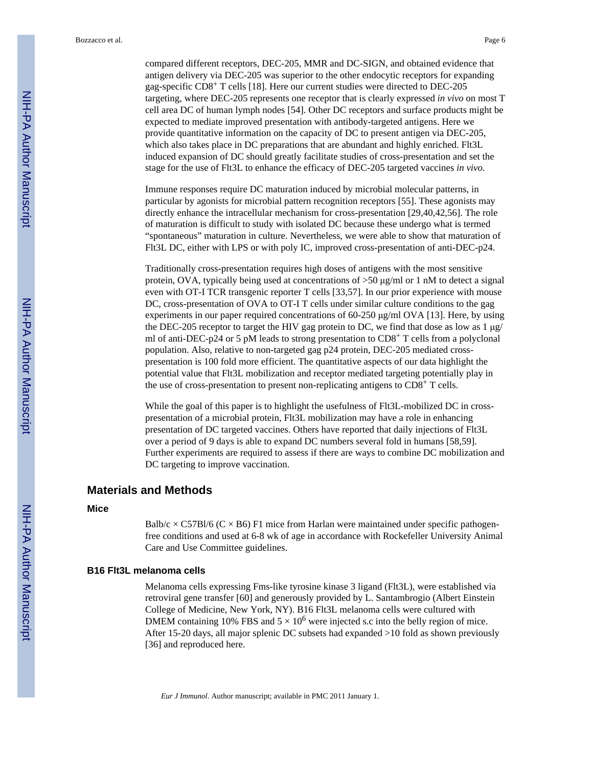compared different receptors, DEC-205, MMR and DC-SIGN, and obtained evidence that antigen delivery via DEC-205 was superior to the other endocytic receptors for expanding gag-specific $CD8^+$ T cells [18]. Here our current studies were directed to DEC-205 targeting, where DEC-205 represents one receptor that is clearly expressed *in vivo* on most T cell area DC of human lymph nodes [54]. Other DC receptors and surface products might be expected to mediate improved presentation with antibody-targeted antigens. Here we provide quantitative information on the capacity of DC to present antigen via DEC-205, which also takes place in DC preparations that are abundant and highly enriched. Flt3L induced expansion of DC should greatly facilitate studies of cross-presentation and set the stage for the use of Flt3L to enhance the efficacy of DEC-205 targeted vaccines *in vivo*.

Immune responses require DC maturation induced by microbial molecular patterns, in particular by agonists for microbial pattern recognition receptors [55]. These agonists may directly enhance the intracellular mechanism for cross-presentation [29,40,42,56]. The role of maturation is difficult to study with isolated DC because these undergo what is termed "spontaneous" maturation in culture. Nevertheless, we were able to show that maturation of Flt3L DC, either with LPS or with poly IC, improved cross-presentation of anti-DEC-p24.

Traditionally cross-presentation requires high doses of antigens with the most sensitive protein, OVA, typically being used at concentrations of >50 μg/ml or 1 nM to detect a signal even with OT-I TCR transgenic reporter T cells [33,57]. In our prior experience with mouse DC, cross-presentation of OVA to OT-I T cells under similar culture conditions to the gag experiments in our paper required concentrations of 60-250 μg/ml OVA [13]. Here, by using the DEC-205 receptor to target the HIV gag protein to DC, we find that dose as low as 1 μg/ml of anti-DEC-p24 or 5 pM leads to strong presentation to $CD8^+$ T cells from a polyclonal population. Also, relative to non-targeted gag p24 protein, DEC-205 mediated cross-presentation is 100 fold more efficient. The quantitative aspects of our data highlight the potential value that Flt3L mobilization and receptor mediated targeting potentially play in the use of cross-presentation to present non-replicating antigens to $CD8^+$ T cells.

While the goal of this paper is to highlight the usefulness of Flt3L-mobilized DC in cross-presentation of a microbial protein, Flt3L mobilization may have a role in enhancing presentation of DC targeted vaccines. Others have reported that daily injections of Flt3L over a period of 9 days is able to expand DC numbers several fold in humans [58,59]. Further experiments are required to assess if there are ways to combine DC mobilization and DC targeting to improve vaccination.

## Materials and Methods

### Mice

Balb/c × C57Bl/6 (C × B6) F1 mice from Harlan were maintained under specific pathogen-free conditions and used at 6-8 wk of age in accordance with Rockefeller University Animal Care and Use Committee guidelines.

### B16 Flt3L melanoma cells

Melanoma cells expressing Fms-like tyrosine kinase 3 ligand (Flt3L), were established via retroviral gene transfer [60] and generously provided by L. Santambrogio (Albert Einstein College of Medicine, New York, NY). B16 Flt3L melanoma cells were cultured with DMEM containing 10% FBS and $5 \times 10^6$ were injected s.c into the belly region of mice. After 15-20 days, all major splenic DC subsets had expanded >10 fold as shown previously [36] and reproduced here.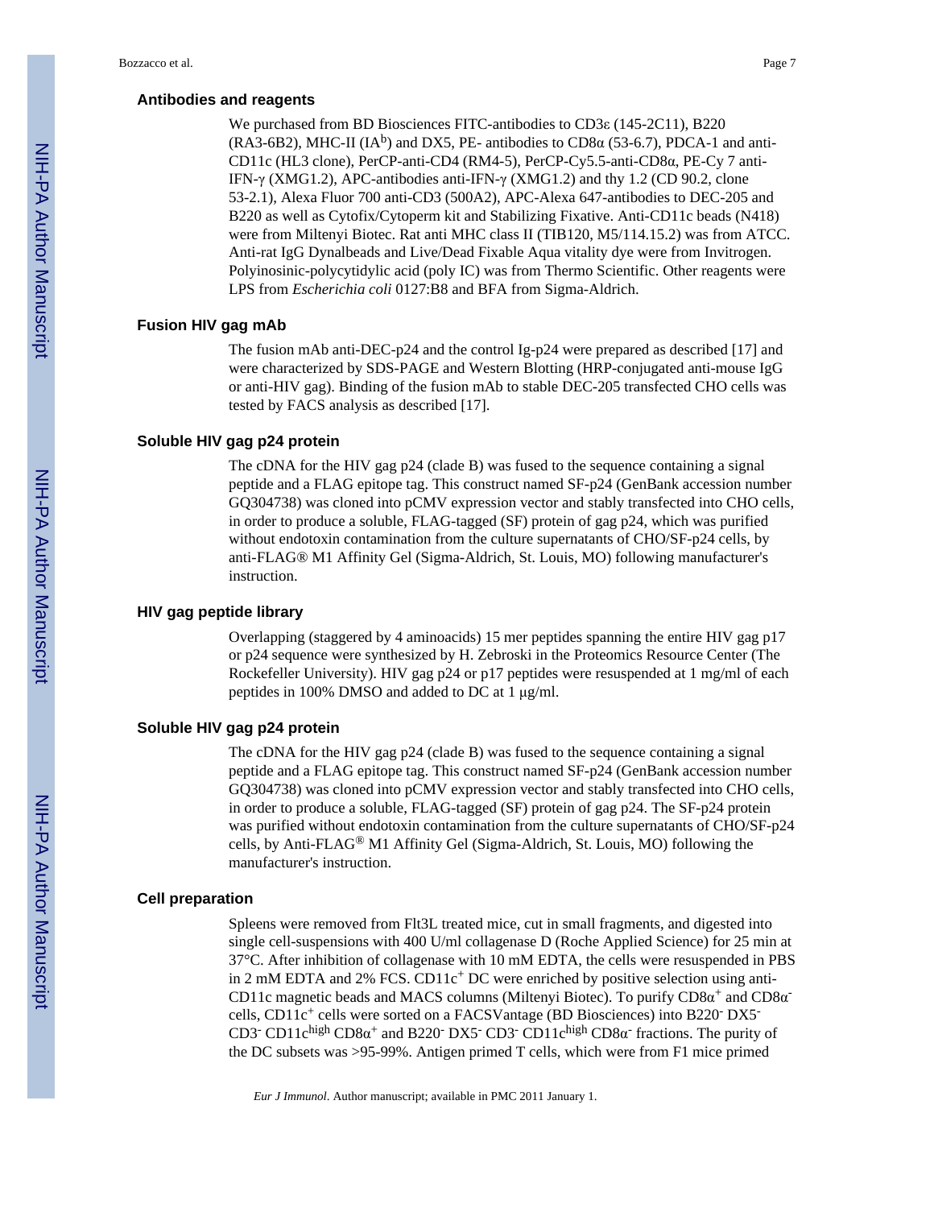### Antibodies and reagents

We purchased from BD Biosciences FITC-antibodies to CD3ε (145-2C11), B220 (RA3-6B2), MHC-II ($IA^b$) and DX5, PE- antibodies to CD8α (53-6.7), PDCA-1 and anti-CD11c (HL3 clone), PerCP-anti-CD4 (RM4-5), PerCP-Cy5.5-anti-CD8α, PE-Cy 7 anti-IFN-γ (XMG1.2), APC-antibodies anti-IFN-γ (XMG1.2) and thy 1.2 (CD 90.2, clone 53-2.1), Alexa Fluor 700 anti-CD3 (500A2), APC-Alexa 647-antibodies to DEC-205 and B220 as well as Cytofix/Cytoperm kit and Stabilizing Fixative. Anti-CD11c beads (N418) were from Miltenyi Biotec. Rat anti MHC class II (TIB120, M5/114.15.2) was from ATCC. Anti-rat IgG Dynalbeads and Live/Dead Fixable Aqua vitality dye were from Invitrogen. Polyinosinic-polycytidylic acid (poly IC) was from Thermo Scientific. Other reagents were LPS from *Escherichia coli* 0127:B8 and BFA from Sigma-Aldrich.

### Fusion HIV gag mAb

The fusion mAb anti-DEC-p24 and the control Ig-p24 were prepared as described [17] and were characterized by SDS-PAGE and Western Blotting (HRP-conjugated anti-mouse IgG or anti-HIV gag). Binding of the fusion mAb to stable DEC-205 transfected CHO cells was tested by FACS analysis as described [17].

### Soluble HIV gag p24 protein

The cDNA for the HIV gag p24 (clade B) was fused to the sequence containing a signal peptide and a FLAG epitope tag. This construct named SF-p24 (GenBank accession number GQ304738) was cloned into pCMV expression vector and stably transfected into CHO cells, in order to produce a soluble, FLAG-tagged (SF) protein of gag p24, which was purified without endotoxin contamination from the culture supernatants of CHO/SF-p24 cells, by anti-FLAG® M1 Affinity Gel (Sigma-Aldrich, St. Louis, MO) following manufacturer's instruction.

### HIV gag peptide library

Overlapping (staggered by 4 aminoacids) 15 mer peptides spanning the entire HIV gag p17 or p24 sequence were synthesized by H. Zebroski in the Proteomics Resource Center (The Rockefeller University). HIV gag p24 or p17 peptides were resuspended at 1 mg/ml of each peptides in 100% DMSO and added to DC at 1 μg/ml.

### Soluble HIV gag p24 protein

The cDNA for the HIV gag p24 (clade B) was fused to the sequence containing a signal peptide and a FLAG epitope tag. This construct named SF-p24 (GenBank accession number GQ304738) was cloned into pCMV expression vector and stably transfected into CHO cells, in order to produce a soluble, FLAG-tagged (SF) protein of gag p24. The SF-p24 protein was purified without endotoxin contamination from the culture supernatants of CHO/SF-p24 cells, by Anti-FLAG® M1 Affinity Gel (Sigma-Aldrich, St. Louis, MO) following the manufacturer's instruction.

### Cell preparation

Spleens were removed from Flt3L treated mice, cut in small fragments, and digested into single cell-suspensions with 400 U/ml collagenase D (Roche Applied Science) for 25 min at 37°C. After inhibition of collagenase with 10 mM EDTA, the cells were resuspended in PBS in 2 mM EDTA and 2% FCS. $CD11c^+$ DC were enriched by positive selection using anti-CD11c magnetic beads and MACS columns (Miltenyi Biotec). To purify $CD8\alpha^+$ and $CD8\alpha^-$ cells, $CD11c^+$ cells were sorted on a FACSVantage (BD Biosciences) into $B220^-$ $DX5^-$ $CD3^-$ $CD11c^{high}$ $CD8\alpha^+$ and $B220^-$ $DX5^-$ $CD3^-$ $CD11c^{high}$ $CD8\alpha^-$ fractions. The purity of the DC subsets was >95-99%. Antigen primed T cells, which were from F1 mice primed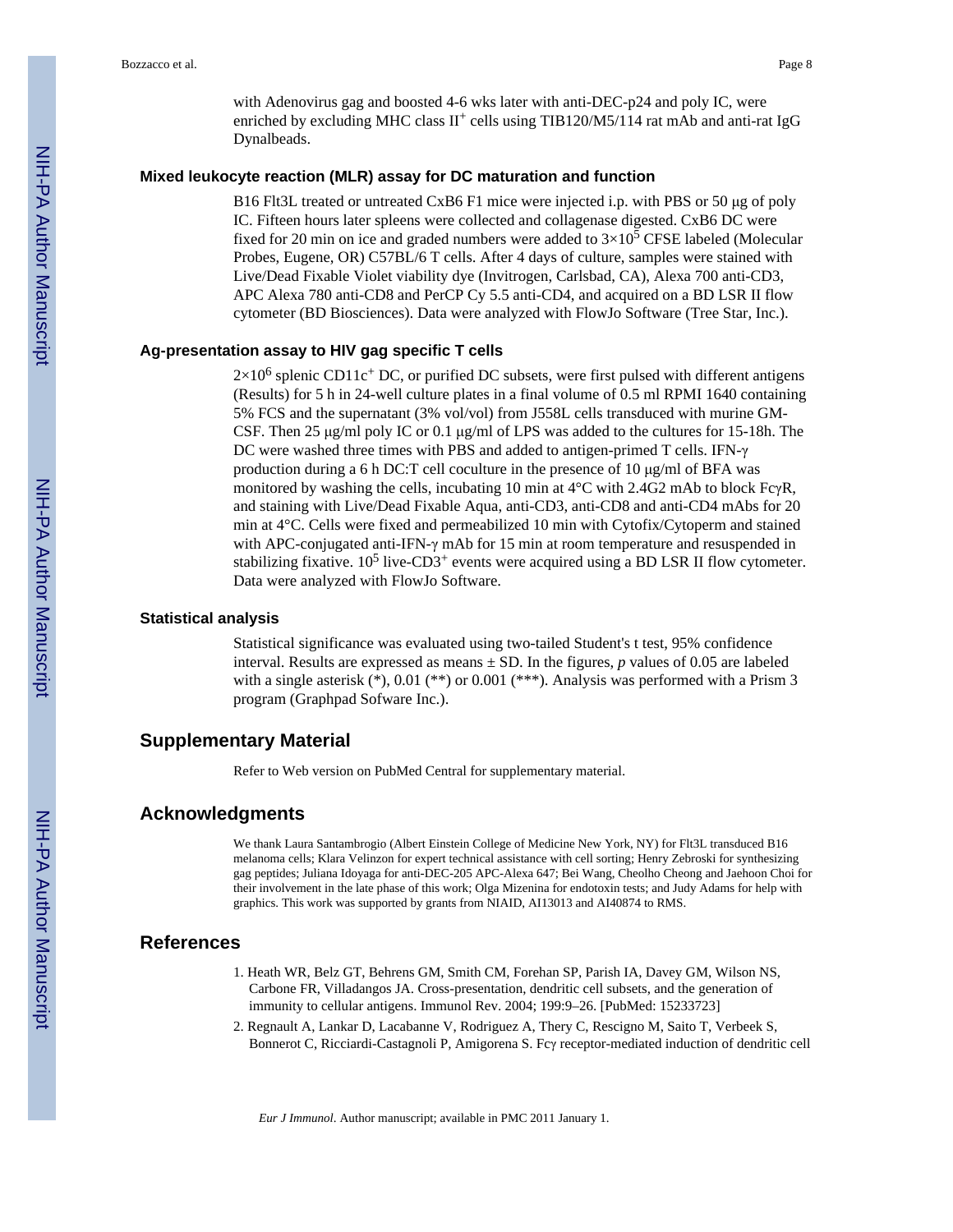with Adenovirus gag and boosted 4-6 wks later with anti-DEC-p24 and poly IC, were enriched by excluding MHC class II$^{+}$ cells using TIB120/M5/114 rat mAb and anti-rat IgG Dynalbeads.

### Mixed leukocyte reaction (MLR) assay for DC maturation and function

B16 Flt3L treated or untreated CxB6 F1 mice were injected i.p. with PBS or 50 μg of poly IC. Fifteen hours later spleens were collected and collagenase digested. CxB6 DC were fixed for 20 min on ice and graded numbers were added to $3\times10^{5}$ CFSE labeled (Molecular Probes, Eugene, OR) C57BL/6 T cells. After 4 days of culture, samples were stained with Live/Dead Fixable Violet viability dye (Invitrogen, Carlsbad, CA), Alexa 700 anti-CD3, APC Alexa 780 anti-CD8 and PerCP Cy 5.5 anti-CD4, and acquired on a BD LSR II flow cytometer (BD Biosciences). Data were analyzed with FlowJo Software (Tree Star, Inc.).

### Ag-presentation assay to HIV gag specific T cells

$2\times10^{6}$ splenic CD11c$^{+}$ DC, or purified DC subsets, were first pulsed with different antigens (Results) for 5 h in 24-well culture plates in a final volume of 0.5 ml RPMI 1640 containing 5% FCS and the supernatant (3% vol/vol) from J558L cells transduced with murine GM-CSF. Then 25 μg/ml poly IC or 0.1 μg/ml of LPS was added to the cultures for 15-18h. The DC were washed three times with PBS and added to antigen-primed T cells. IFN-γ production during a 6 h DC:T cell coculture in the presence of 10 μg/ml of BFA was monitored by washing the cells, incubating 10 min at 4°C with 2.4G2 mAb to block FcγR, and staining with Live/Dead Fixable Aqua, anti-CD3, anti-CD8 and anti-CD4 mAbs for 20 min at 4°C. Cells were fixed and permeabilized 10 min with Cytofix/Cytoperm and stained with APC-conjugated anti-IFN-γ mAb for 15 min at room temperature and resuspended in stabilizing fixative. $10^{5}$ live-CD3$^{+}$ events were acquired using a BD LSR II flow cytometer. Data were analyzed with FlowJo Software.

### Statistical analysis

Statistical significance was evaluated using two-tailed Student's t test, 95% confidence interval. Results are expressed as means ± SD. In the figures, $p$ values of 0.05 are labeled with a single asterisk (*), 0.01 (**) or 0.001 (***). Analysis was performed with a Prism 3 program (Graphpad Sofware Inc.).

## Supplementary Material

Refer to Web version on PubMed Central for supplementary material.

## Acknowledgments

We thank Laura Santambrogio (Albert Einstein College of Medicine New York, NY) for Flt3L transduced B16 melanoma cells; Klara Velinzon for expert technical assistance with cell sorting; Henry Zebroski for synthesizing gag peptides; Juliana Idoyaga for anti-DEC-205 APC-Alexa 647; Bei Wang, Cheolho Cheong and Jaehoon Choi for their involvement in the late phase of this work; Olga Mizenina for endotoxin tests; and Judy Adams for help with graphics. This work was supported by grants from NIAID, AI13013 and AI40874 to RMS.

## References

1. Heath WR, Belz GT, Behrens GM, Smith CM, Forehan SP, Parish IA, Davey GM, Wilson NS, Carbone FR, Villadangos JA. Cross-presentation, dendritic cell subsets, and the generation of immunity to cellular antigens. Immunol Rev. 2004; 199:9–26. [PubMed: 15233723]
2. Regnault A, Lankar D, Lacabanne V, Rodriguez A, Thery C, Rescigno M, Saito T, Verbeek S, Bonnerot C, Ricciardi-Castagnoli P, Amigorena S. Fcγ receptor-mediated induction of dendritic cell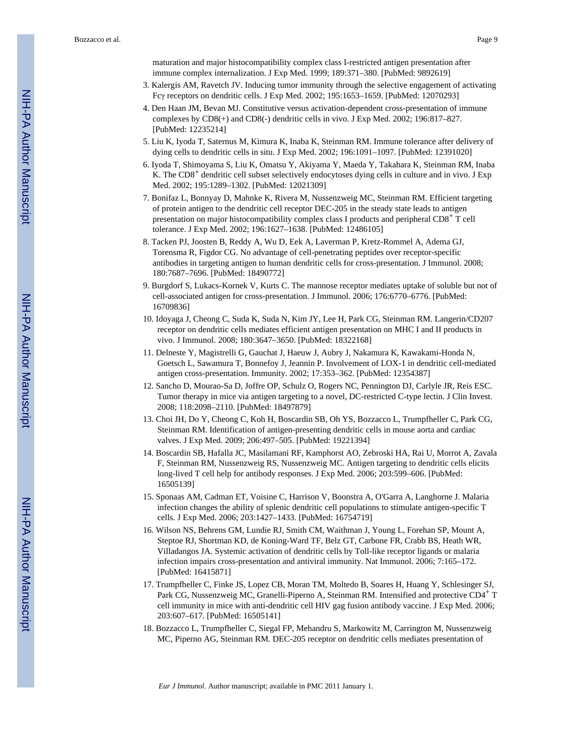maturation and major histocompatibility complex class I-restricted antigen presentation after immune complex internalization. J Exp Med. 1999; 189:371–380. [PubMed: 9892619]

3. Kalergis AM, Ravetch JV. Inducing tumor immunity through the selective engagement of activating Fcγ receptors on dendritic cells. J Exp Med. 2002; 195:1653–1659. [PubMed: 12070293]
4. Den Haan JM, Bevan MJ. Constitutive versus activation-dependent cross-presentation of immune complexes by CD8(+) and CD8(-) dendritic cells in vivo. J Exp Med. 2002; 196:817–827. [PubMed: 12235214]
5. Liu K, Iyoda T, Saternus M, Kimura K, Inaba K, Steinman RM. Immune tolerance after delivery of dying cells to dendritic cells in situ. J Exp Med. 2002; 196:1091–1097. [PubMed: 12391020]
6. Iyoda T, Shimoyama S, Liu K, Omatsu Y, Akiyama Y, Maeda Y, Takahara K, Steinman RM, Inaba K. The $CD8^+$ dendritic cell subset selectively endocytoses dying cells in culture and in vivo. J Exp Med. 2002; 195:1289–1302. [PubMed: 12021309]
7. Bonifaz L, Bonnyay D, Mahnke K, Rivera M, Nussenzweig MC, Steinman RM. Efficient targeting of protein antigen to the dendritic cell receptor DEC-205 in the steady state leads to antigen presentation on major histocompatibility complex class I products and peripheral $CD8^+$ T cell tolerance. J Exp Med. 2002; 196:1627–1638. [PubMed: 12486105]
8. Tacken PJ, Joosten B, Reddy A, Wu D, Eek A, Laverman P, Kretz-Rommel A, Adema GJ, Torensma R, Figdor CG. No advantage of cell-penetrating peptides over receptor-specific antibodies in targeting antigen to human dendritic cells for cross-presentation. J Immunol. 2008; 180:7687–7696. [PubMed: 18490772]
9. Burgdorf S, Lukacs-Kornek V, Kurts C. The mannose receptor mediates uptake of soluble but not of cell-associated antigen for cross-presentation. J Immunol. 2006; 176:6770–6776. [PubMed: 16709836]
10. Idoyaga J, Cheong C, Suda K, Suda N, Kim JY, Lee H, Park CG, Steinman RM. Langerin/CD207 receptor on dendritic cells mediates efficient antigen presentation on MHC I and II products in vivo. J Immunol. 2008; 180:3647–3650. [PubMed: 18322168]
11. Delneste Y, Magistrelli G, Gauchat J, Haeuw J, Aubry J, Nakamura K, Kawakami-Honda N, Goetsch L, Sawamura T, Bonnefoy J, Jeannin P. Involvement of LOX-1 in dendritic cell-mediated antigen cross-presentation. Immunity. 2002; 17:353–362. [PubMed: 12354387]
12. Sancho D, Mourao-Sa D, Joffre OP, Schulz O, Rogers NC, Pennington DJ, Carlyle JR, Reis ESC. Tumor therapy in mice via antigen targeting to a novel, DC-restricted C-type lectin. J Clin Invest. 2008; 118:2098–2110. [PubMed: 18497879]
13. Choi JH, Do Y, Cheong C, Koh H, Boscardin SB, Oh YS, Bozzacco L, Trumpfheller C, Park CG, Steinman RM. Identification of antigen-presenting dendritic cells in mouse aorta and cardiac valves. J Exp Med. 2009; 206:497–505. [PubMed: 19221394]
14. Boscardin SB, Hafalla JC, Masilamani RF, Kamphorst AO, Zebroski HA, Rai U, Morrot A, Zavala F, Steinman RM, Nussenzweig RS, Nussenzweig MC. Antigen targeting to dendritic cells elicits long-lived T cell help for antibody responses. J Exp Med. 2006; 203:599–606. [PubMed: 16505139]
15. Sponaas AM, Cadman ET, Voisine C, Harrison V, Boonstra A, O'Garra A, Langhorne J. Malaria infection changes the ability of splenic dendritic cell populations to stimulate antigen-specific T cells. J Exp Med. 2006; 203:1427–1433. [PubMed: 16754719]
16. Wilson NS, Behrens GM, Lundie RJ, Smith CM, Waithman J, Young L, Forehan SP, Mount A, Steptoe RJ, Shortman KD, de Koning-Ward TF, Belz GT, Carbone FR, Crabb BS, Heath WR, Villadangos JA. Systemic activation of dendritic cells by Toll-like receptor ligands or malaria infection impairs cross-presentation and antiviral immunity. Nat Immunol. 2006; 7:165–172. [PubMed: 16415871]
17. Trumpfheller C, Finke JS, Lopez CB, Moran TM, Moltedo B, Soares H, Huang Y, Schlesinger SJ, Park CG, Nussenzweig MC, Granelli-Piperno A, Steinman RM. Intensified and protective $CD4^+$ T cell immunity in mice with anti-dendritic cell HIV gag fusion antibody vaccine. J Exp Med. 2006; 203:607–617. [PubMed: 16505141]
18. Bozzacco L, Trumpfheller C, Siegal FP, Mehandru S, Markowitz M, Carrington M, Nussenzweig MC, Piperno AG, Steinman RM. DEC-205 receptor on dendritic cells mediates presentation of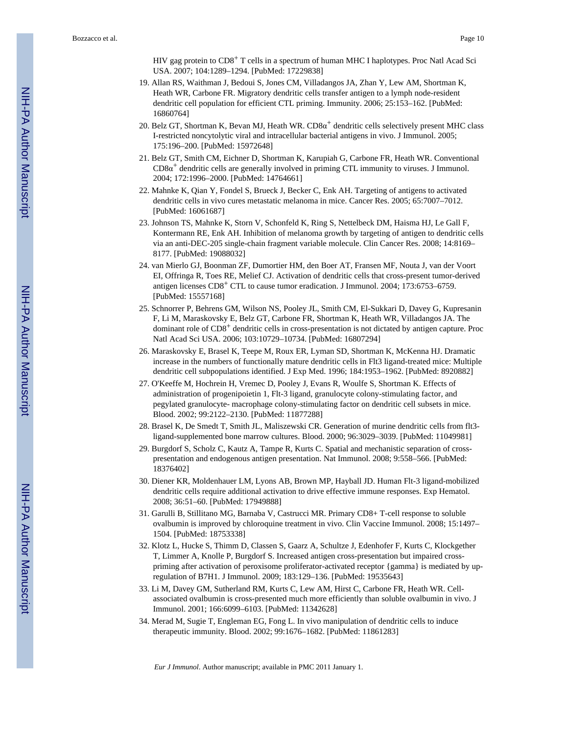HIV gag protein to CD8$^+$ T cells in a spectrum of human MHC I haplotypes. Proc Natl Acad Sci USA. 2007; 104:1289–1294. [PubMed: 17229838]

19. Allan RS, Waithman J, Bedoui S, Jones CM, Villadangos JA, Zhan Y, Lew AM, Shortman K, Heath WR, Carbone FR. Migratory dendritic cells transfer antigen to a lymph node-resident dendritic cell population for efficient CTL priming. Immunity. 2006; 25:153–162. [PubMed: 16860764]
20. Belz GT, Shortman K, Bevan MJ, Heath WR. CD8$\alpha^+$ dendritic cells selectively present MHC class I-restricted noncytolytic viral and intracellular bacterial antigens in vivo. J Immunol. 2005; 175:196–200. [PubMed: 15972648]
21. Belz GT, Smith CM, Eichner D, Shortman K, Karupiah G, Carbone FR, Heath WR. Conventional CD8$\alpha^+$ dendritic cells are generally involved in priming CTL immunity to viruses. J Immunol. 2004; 172:1996–2000. [PubMed: 14764661]
22. Mahnke K, Qian Y, Fondel S, Brueck J, Becker C, Enk AH. Targeting of antigens to activated dendritic cells in vivo cures metastatic melanoma in mice. Cancer Res. 2005; 65:7007–7012. [PubMed: 16061687]
23. Johnson TS, Mahnke K, Storn V, Schonfeld K, Ring S, Nettelbeck DM, Haisma HJ, Le Gall F, Kontermann RE, Enk AH. Inhibition of melanoma growth by targeting of antigen to dendritic cells via an anti-DEC-205 single-chain fragment variable molecule. Clin Cancer Res. 2008; 14:8169–8177. [PubMed: 19088032]
24. van Mierlo GJ, Boonman ZF, Dumortier HM, den Boer AT, Fransen MF, Nouta J, van der Voort EI, Offringa R, Toes RE, Melief CJ. Activation of dendritic cells that cross-present tumor-derived antigen licenses CD8$^+$ CTL to cause tumor eradication. J Immunol. 2004; 173:6753–6759. [PubMed: 15557168]
25. Schnorrer P, Behrens GM, Wilson NS, Pooley JL, Smith CM, El-Sukkari D, Davey G, Kupresanin F, Li M, Maraskovsky E, Belz GT, Carbone FR, Shortman K, Heath WR, Villadangos JA. The dominant role of CD8$^+$ dendritic cells in cross-presentation is not dictated by antigen capture. Proc Natl Acad Sci USA. 2006; 103:10729–10734. [PubMed: 16807294]
26. Maraskovsky E, Brasel K, Teepe M, Roux ER, Lyman SD, Shortman K, McKenna HJ. Dramatic increase in the numbers of functionally mature dendritic cells in Flt3 ligand-treated mice: Multiple dendritic cell subpopulations identified. J Exp Med. 1996; 184:1953–1962. [PubMed: 8920882]
27. O'Keeffe M, Hochrein H, Vremec D, Pooley J, Evans R, Woulfe S, Shortman K. Effects of administration of progenipoietin 1, Flt-3 ligand, granulocyte colony-stimulating factor, and pegylated granulocyte- macrophage colony-stimulating factor on dendritic cell subsets in mice. Blood. 2002; 99:2122–2130. [PubMed: 11877288]
28. Brasel K, De Smedt T, Smith JL, Maliszewski CR. Generation of murine dendritic cells from flt3-ligand-supplemented bone marrow cultures. Blood. 2000; 96:3029–3039. [PubMed: 11049981]
29. Burgdorf S, Scholz C, Kautz A, Tampe R, Kurts C. Spatial and mechanistic separation of cross-presentation and endogenous antigen presentation. Nat Immunol. 2008; 9:558–566. [PubMed: 18376402]
30. Diener KR, Moldenhauer LM, Lyons AB, Brown MP, Hayball JD. Human Flt-3 ligand-mobilized dendritic cells require additional activation to drive effective immune responses. Exp Hematol. 2008; 36:51–60. [PubMed: 17949888]
31. Garulli B, Stillitano MG, Barnaba V, Castrucci MR. Primary CD8+ T-cell response to soluble ovalbumin is improved by chloroquine treatment in vivo. Clin Vaccine Immunol. 2008; 15:1497–1504. [PubMed: 18753338]
32. Klotz L, Hucke S, Thimm D, Classen S, Gaarz A, Schultze J, Edenhofer F, Kurts C, Klockgether T, Limmer A, Knolle P, Burgdorf S. Increased antigen cross-presentation but impaired cross-priming after activation of peroxisome proliferator-activated receptor {gamma} is mediated by up-regulation of B7H1. J Immunol. 2009; 183:129–136. [PubMed: 19535643]
33. Li M, Davey GM, Sutherland RM, Kurts C, Lew AM, Hirst C, Carbone FR, Heath WR. Cell-associated ovalbumin is cross-presented much more efficiently than soluble ovalbumin in vivo. J Immunol. 2001; 166:6099–6103. [PubMed: 11342628]
34. Merad M, Sugie T, Engleman EG, Fong L. In vivo manipulation of dendritic cells to induce therapeutic immunity. Blood. 2002; 99:1676–1682. [PubMed: 11861283]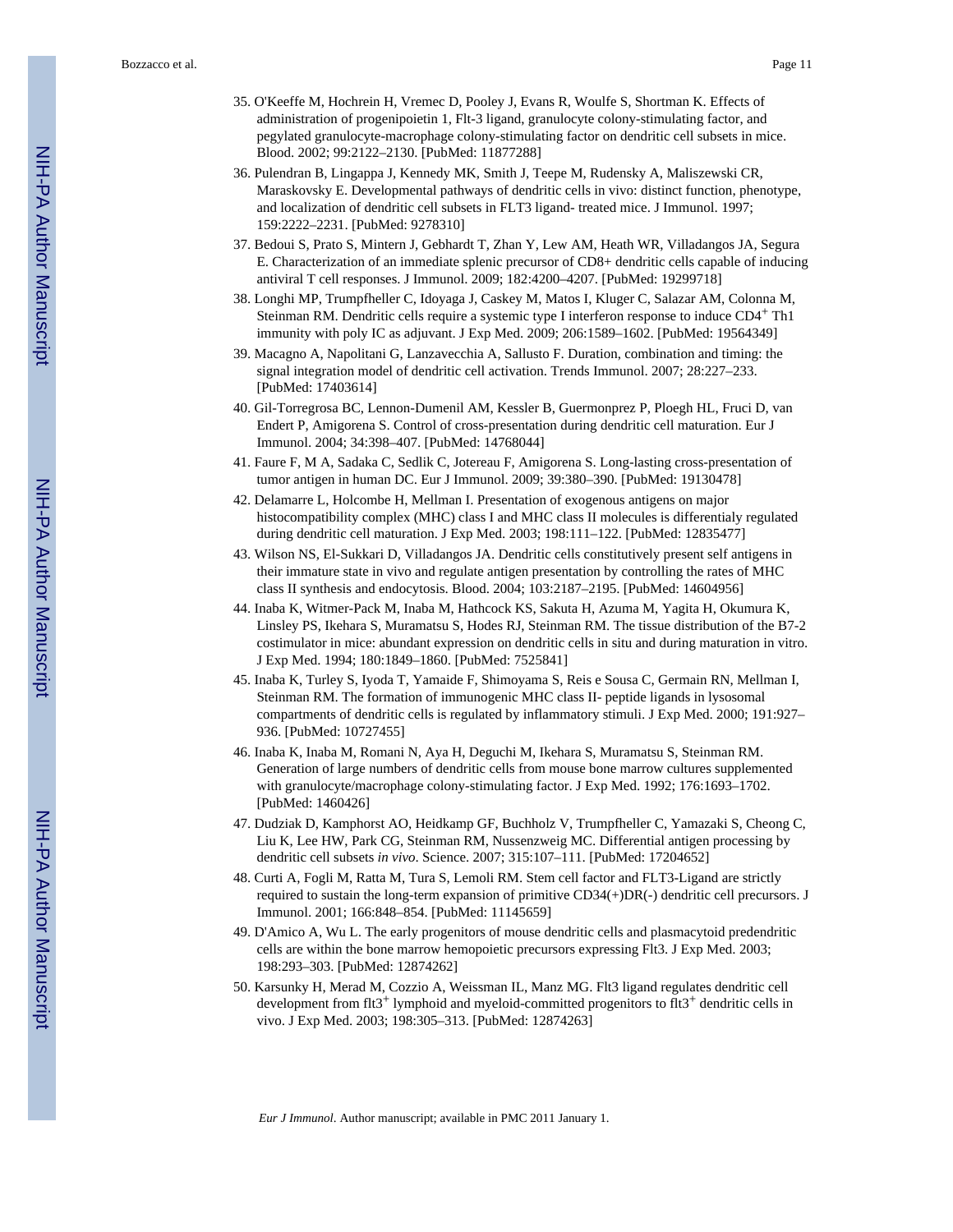35. O'Keeffe M, Hochrein H, Vremec D, Pooley J, Evans R, Woulfe S, Shortman K. Effects of administration of progenipoietin 1, Flt-3 ligand, granulocyte colony-stimulating factor, and pegylated granulocyte-macrophage colony-stimulating factor on dendritic cell subsets in mice. Blood. 2002; 99:2122–2130. [PubMed: 11877288]
36. Pulendran B, Lingappa J, Kennedy MK, Smith J, Teepe M, Rudensky A, Maliszewski CR, Maraskovsky E. Developmental pathways of dendritic cells in vivo: distinct function, phenotype, and localization of dendritic cell subsets in FLT3 ligand- treated mice. J Immunol. 1997; 159:2222–2231. [PubMed: 9278310]
37. Bedoui S, Prato S, Mintern J, Gebhardt T, Zhan Y, Lew AM, Heath WR, Villadangos JA, Segura E. Characterization of an immediate splenic precursor of CD8+ dendritic cells capable of inducing antiviral T cell responses. J Immunol. 2009; 182:4200–4207. [PubMed: 19299718]
38. Longhi MP, Trumpfheller C, Idoyaga J, Caskey M, Matos I, Kluger C, Salazar AM, Colonna M, Steinman RM. Dendritic cells require a systemic type I interferon response to induce $CD4^+$ Th1 immunity with poly IC as adjuvant. J Exp Med. 2009; 206:1589–1602. [PubMed: 19564349]
39. Macagno A, Napolitani G, Lanzavecchia A, Sallusto F. Duration, combination and timing: the signal integration model of dendritic cell activation. Trends Immunol. 2007; 28:227–233. [PubMed: 17403614]
40. Gil-Torregrosa BC, Lennon-Dumenil AM, Kessler B, Guermonprez P, Ploegh HL, Fruci D, van Endert P, Amigorena S. Control of cross-presentation during dendritic cell maturation. Eur J Immunol. 2004; 34:398–407. [PubMed: 14768044]
41. Faure F, M A, Sadaka C, Sedlik C, Jotereau F, Amigorena S. Long-lasting cross-presentation of tumor antigen in human DC. Eur J Immunol. 2009; 39:380–390. [PubMed: 19130478]
42. Delamarre L, Holcombe H, Mellman I. Presentation of exogenous antigens on major histocompatibility complex (MHC) class I and MHC class II molecules is differentialy regulated during dendritic cell maturation. J Exp Med. 2003; 198:111–122. [PubMed: 12835477]
43. Wilson NS, El-Sukkari D, Villadangos JA. Dendritic cells constitutively present self antigens in their immature state in vivo and regulate antigen presentation by controlling the rates of MHC class II synthesis and endocytosis. Blood. 2004; 103:2187–2195. [PubMed: 14604956]
44. Inaba K, Witmer-Pack M, Inaba M, Hathcock KS, Sakuta H, Azuma M, Yagita H, Okumura K, Linsley PS, Ikehara S, Muramatsu S, Hodes RJ, Steinman RM. The tissue distribution of the B7-2 costimulator in mice: abundant expression on dendritic cells in situ and during maturation in vitro. J Exp Med. 1994; 180:1849–1860. [PubMed: 7525841]
45. Inaba K, Turley S, Iyoda T, Yamaide F, Shimoyama S, Reis e Sousa C, Germain RN, Mellman I, Steinman RM. The formation of immunogenic MHC class II- peptide ligands in lysosomal compartments of dendritic cells is regulated by inflammatory stimuli. J Exp Med. 2000; 191:927–936. [PubMed: 10727455]
46. Inaba K, Inaba M, Romani N, Aya H, Deguchi M, Ikehara S, Muramatsu S, Steinman RM. Generation of large numbers of dendritic cells from mouse bone marrow cultures supplemented with granulocyte/macrophage colony-stimulating factor. J Exp Med. 1992; 176:1693–1702. [PubMed: 1460426]
47. Dudziak D, Kamphorst AO, Heidkamp GF, Buchholz V, Trumpfheller C, Yamazaki S, Cheong C, Liu K, Lee HW, Park CG, Steinman RM, Nussenzweig MC. Differential antigen processing by dendritic cell subsets *in vivo*. Science. 2007; 315:107–111. [PubMed: 17204652]
48. Curti A, Fogli M, Ratta M, Tura S, Lemoli RM. Stem cell factor and FLT3-Ligand are strictly required to sustain the long-term expansion of primitive CD34(+)DR(-) dendritic cell precursors. J Immunol. 2001; 166:848–854. [PubMed: 11145659]
49. D'Amico A, Wu L. The early progenitors of mouse dendritic cells and plasmacytoid predendritic cells are within the bone marrow hemopoietic precursors expressing Flt3. J Exp Med. 2003; 198:293–303. [PubMed: 12874262]
50. Karsunky H, Merad M, Cozzio A, Weissman IL, Manz MG. Flt3 ligand regulates dendritic cell development from $flt3^+$ lymphoid and myeloid-committed progenitors to $flt3^+$ dendritic cells in vivo. J Exp Med. 2003; 198:305–313. [PubMed: 12874263]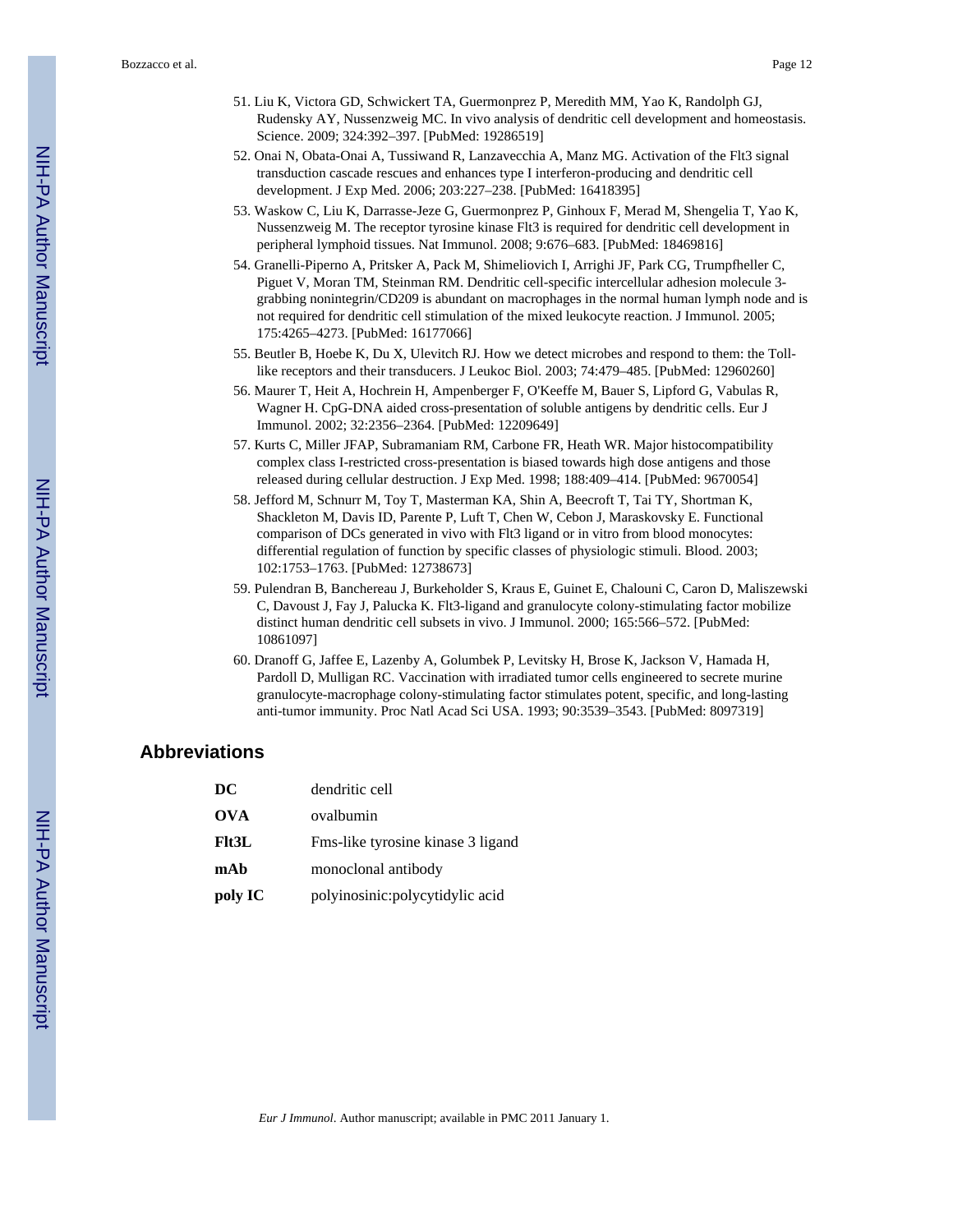51. Liu K, Victora GD, Schwickert TA, Guermonprez P, Meredith MM, Yao K, Randolph GJ, Rudensky AY, Nussenzweig MC. In vivo analysis of dendritic cell development and homeostasis. Science. 2009; 324:392–397. [PubMed: 19286519]
52. Onai N, Obata-Onai A, Tussiwand R, Lanzavecchia A, Manz MG. Activation of the Flt3 signal transduction cascade rescues and enhances type I interferon-producing and dendritic cell development. J Exp Med. 2006; 203:227–238. [PubMed: 16418395]
53. Waskow C, Liu K, Darrasse-Jeze G, Guermonprez P, Ginhoux F, Merad M, Shengelia T, Yao K, Nussenzweig M. The receptor tyrosine kinase Flt3 is required for dendritic cell development in peripheral lymphoid tissues. Nat Immunol. 2008; 9:676–683. [PubMed: 18469816]
54. Granelli-Piperno A, Pritsker A, Pack M, Shimeliovich I, Arrighi JF, Park CG, Trumpfheller C, Piguet V, Moran TM, Steinman RM. Dendritic cell-specific intercellular adhesion molecule 3-grabbing nonintegrin/CD209 is abundant on macrophages in the normal human lymph node and is not required for dendritic cell stimulation of the mixed leukocyte reaction. J Immunol. 2005; 175:4265–4273. [PubMed: 16177066]
55. Beutler B, Hoebe K, Du X, Ulevitch RJ. How we detect microbes and respond to them: the Toll-like receptors and their transducers. J Leukoc Biol. 2003; 74:479–485. [PubMed: 12960260]
56. Maurer T, Heit A, Hochrein H, Ampenberger F, O'Keeffe M, Bauer S, Lipford G, Vabulas R, Wagner H. CpG-DNA aided cross-presentation of soluble antigens by dendritic cells. Eur J Immunol. 2002; 32:2356–2364. [PubMed: 12209649]
57. Kurts C, Miller JFAP, Subramaniam RM, Carbone FR, Heath WR. Major histocompatibility complex class I-restricted cross-presentation is biased towards high dose antigens and those released during cellular destruction. J Exp Med. 1998; 188:409–414. [PubMed: 9670054]
58. Jefford M, Schnurr M, Toy T, Masterman KA, Shin A, Beecroft T, Tai TY, Shortman K, Shackleton M, Davis ID, Parente P, Luft T, Chen W, Cebon J, Maraskovsky E. Functional comparison of DCs generated in vivo with Flt3 ligand or in vitro from blood monocytes: differential regulation of function by specific classes of physiologic stimuli. Blood. 2003; 102:1753–1763. [PubMed: 12738673]
59. Pulendran B, Banchereau J, Burkeholder S, Kraus E, Guinet E, Chalouni C, Caron D, Maliszewski C, Davoust J, Fay J, Palucka K. Flt3-ligand and granulocyte colony-stimulating factor mobilize distinct human dendritic cell subsets in vivo. J Immunol. 2000; 165:566–572. [PubMed: 10861097]
60. Dranoff G, Jaffee E, Lazenby A, Golumbek P, Levitsky H, Brose K, Jackson V, Hamada H, Pardoll D, Mulligan RC. Vaccination with irradiated tumor cells engineered to secrete murine granulocyte-macrophage colony-stimulating factor stimulates potent, specific, and long-lasting anti-tumor immunity. Proc Natl Acad Sci USA. 1993; 90:3539–3543. [PubMed: 8097319]

## Abbreviations

| | |
|---|---|
| **DC** | dendritic cell |
| **OVA** | ovalbumin |
| **Flt3L** | Fms-like tyrosine kinase 3 ligand |
| **mAb** | monoclonal antibody |
| **poly IC** | polyinosinic:polycytidylic acid |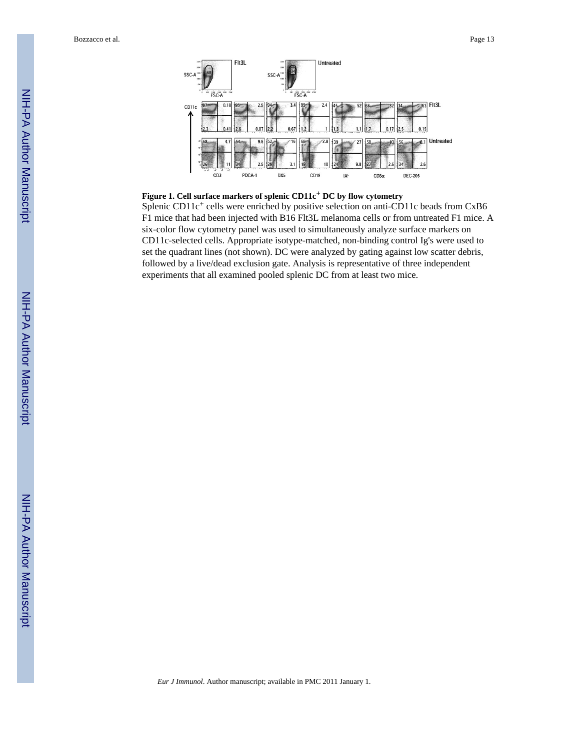**Figure 1. Cell surface markers of splenic CD11c$^+$ DC by flow cytometry**

Splenic CD11c$^+$ cells were enriched by positive selection on anti-CD11c beads from CxB6 F1 mice that had been injected with B16 Flt3L melanoma cells or from untreated F1 mice. A six-color flow cytometry panel was used to simultaneously analyze surface markers on CD11c-selected cells. Appropriate isotype-matched, non-binding control Ig's were used to set the quadrant lines (not shown). DC were analyzed by gating against low scatter debris, followed by a live/dead exclusion gate. Analysis is representative of three independent experiments that all examined pooled splenic DC from at least two mice.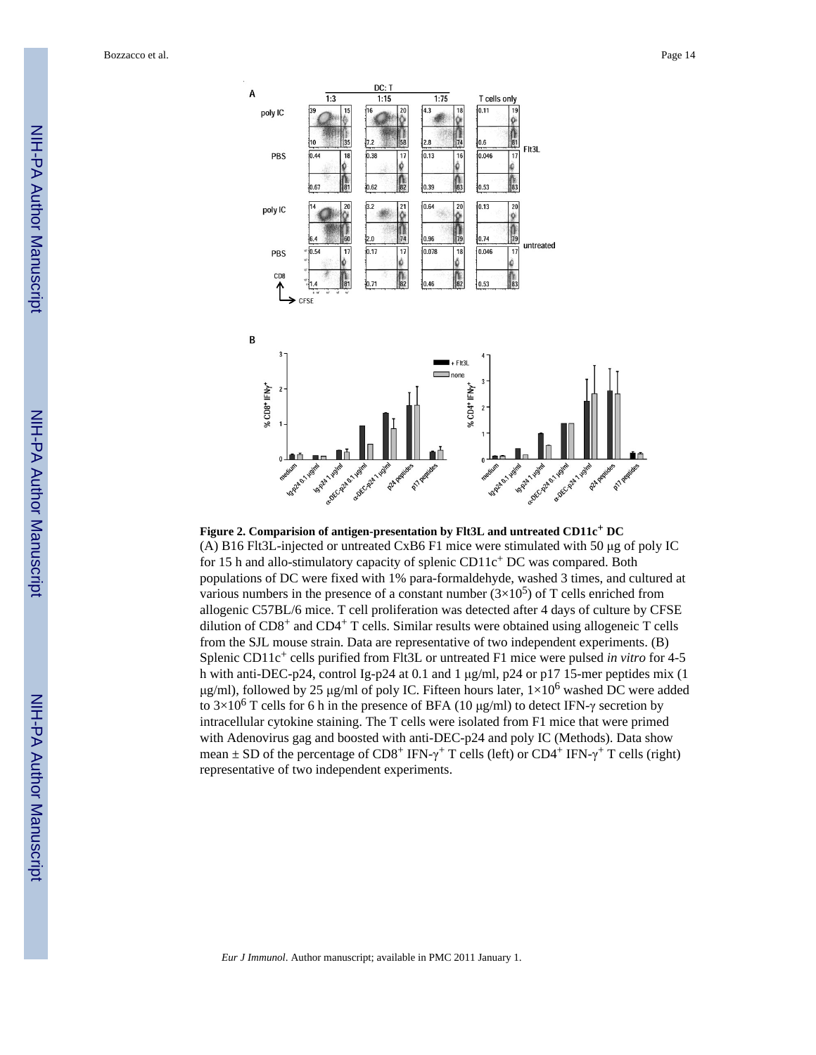**Figure 2. Comparision of antigen-presentation by Flt3L and untreated CD11c$^{+}$ DC**

(A) B16 Flt3L-injected or untreated CxB6 F1 mice were stimulated with 50 μg of poly IC for 15 h and allo-stimulatory capacity of splenic CD11c$^{+}$ DC was compared. Both populations of DC were fixed with 1% para-formaldehyde, washed 3 times, and cultured at various numbers in the presence of a constant number ($3\times10^{5}$) of T cells enriched from allogenic C57BL/6 mice. T cell proliferation was detected after 4 days of culture by CFSE dilution of CD8$^{+}$ and CD4$^{+}$ T cells. Similar results were obtained using allogeneic T cells from the SJL mouse strain. Data are representative of two independent experiments. (B) Splenic CD11c$^{+}$ cells purified from Flt3L or untreated F1 mice were pulsed *in vitro* for 4-5 h with anti-DEC-p24, control Ig-p24 at 0.1 and 1 μg/ml, p24 or p17 15-mer peptides mix (1 μg/ml), followed by 25 μg/ml of poly IC. Fifteen hours later, $1\times10^{6}$ washed DC were added to $3\times10^{6}$ T cells for 6 h in the presence of BFA (10 μg/ml) to detect IFN-γ secretion by intracellular cytokine staining. The T cells were isolated from F1 mice that were primed with Adenovirus gag and boosted with anti-DEC-p24 and poly IC (Methods). Data show mean ± SD of the percentage of CD8$^{+}$ IFN-γ$^{+}$ T cells (left) or CD4$^{+}$ IFN-γ$^{+}$ T cells (right) representative of two independent experiments.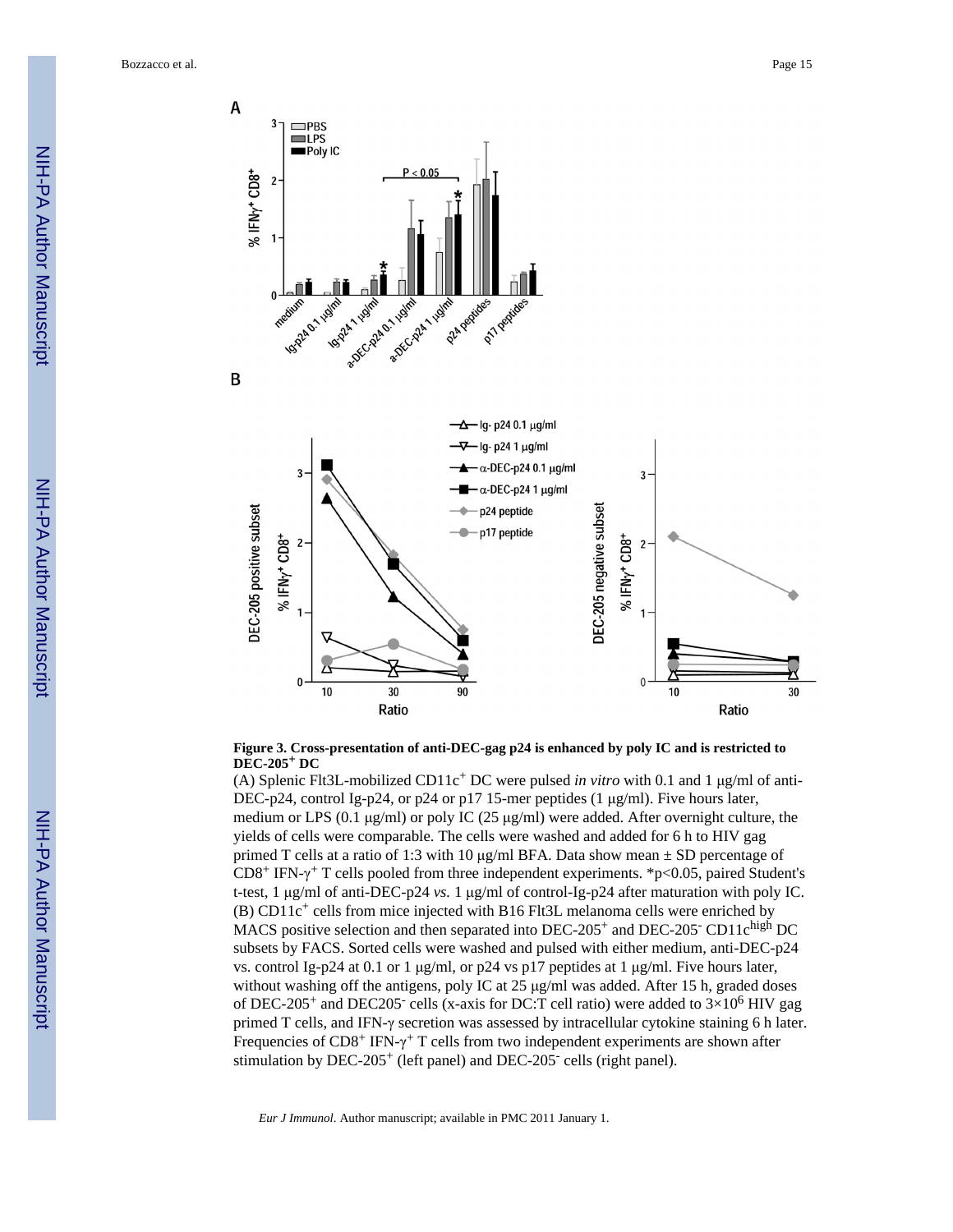**Figure 3. Cross-presentation of anti-DEC-gag p24 is enhanced by poly IC and is restricted to DEC-205$^+$ DC**

(A) Splenic Flt3L-mobilized CD11c$^+$ DC were pulsed *in vitro* with 0.1 and 1 μg/ml of anti-DEC-p24, control Ig-p24, or p24 or p17 15-mer peptides (1 μg/ml). Five hours later, medium or LPS (0.1 μg/ml) or poly IC (25 μg/ml) were added. After overnight culture, the yields of cells were comparable. The cells were washed and added for 6 h to HIV gag primed T cells at a ratio of 1:3 with 10 μg/ml BFA. Data show mean ± SD percentage of CD8$^+$ IFN-γ$^+$ T cells pooled from three independent experiments. *p<0.05, paired Student's t-test, 1 μg/ml of anti-DEC-p24 *vs.* 1 μg/ml of control-Ig-p24 after maturation with poly IC. (B) CD11c$^+$ cells from mice injected with B16 Flt3L melanoma cells were enriched by MACS positive selection and then separated into DEC-205$^+$ and DEC-205$^-$ CD11c$^{high}$ DC subsets by FACS. Sorted cells were washed and pulsed with either medium, anti-DEC-p24 vs. control Ig-p24 at 0.1 or 1 μg/ml, or p24 vs p17 peptides at 1 μg/ml. Five hours later, without washing off the antigens, poly IC at 25 μg/ml was added. After 15 h, graded doses of DEC-205$^+$ and DEC205$^-$ cells (x-axis for DC:T cell ratio) were added to $3\times10^6$ HIV gag primed T cells, and IFN-γ secretion was assessed by intracellular cytokine staining 6 h later. Frequencies of CD8$^+$ IFN-γ$^+$ T cells from two independent experiments are shown after stimulation by DEC-205$^+$ (left panel) and DEC-205$^-$ cells (right panel).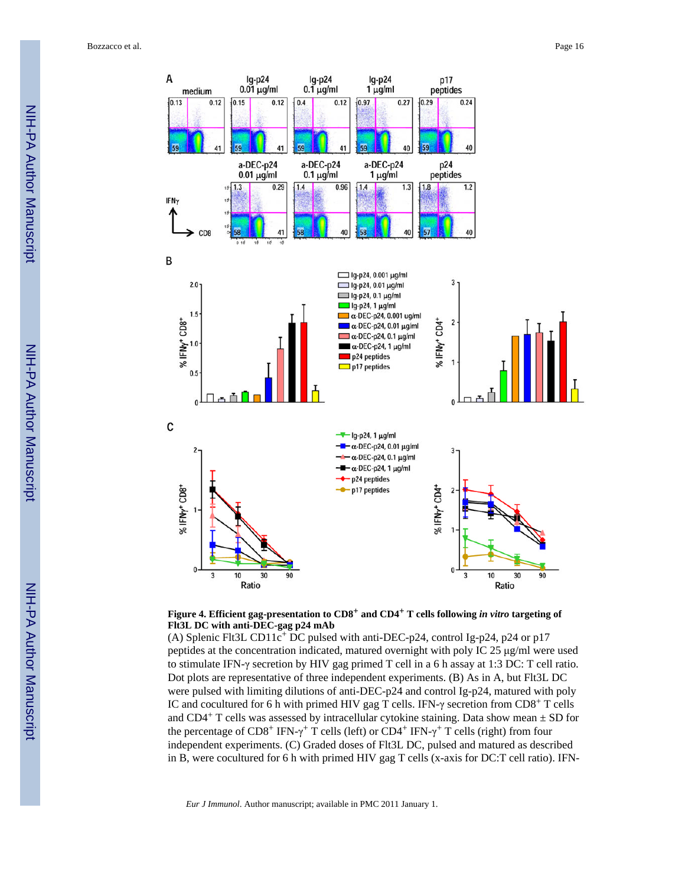**Figure 4. Efficient gag-presentation to CD8$^+$ and CD4$^+$ T cells following *in vitro* targeting of Flt3L DC with anti-DEC-gag p24 mAb**

(A) Splenic Flt3L CD11c$^+$ DC pulsed with anti-DEC-p24, control Ig-p24, p24 or p17 peptides at the concentration indicated, matured overnight with poly IC 25 μg/ml were used to stimulate IFN-γ secretion by HIV gag primed T cell in a 6 h assay at 1:3 DC: T cell ratio. Dot plots are representative of three independent experiments. (B) As in A, but Flt3L DC were pulsed with limiting dilutions of anti-DEC-p24 and control Ig-p24, matured with poly IC and cocultured for 6 h with primed HIV gag T cells. IFN-γ secretion from CD8$^+$ T cells and CD4$^+$ T cells was assessed by intracellular cytokine staining. Data show mean ± SD for the percentage of CD8$^+$ IFN-$\gamma^+$ T cells (left) or CD4$^+$ IFN-$\gamma^+$ T cells (right) from four independent experiments. (C) Graded doses of Flt3L DC, pulsed and matured as described in B, were cocultured for 6 h with primed HIV gag T cells (x-axis for DC:T cell ratio). IFN-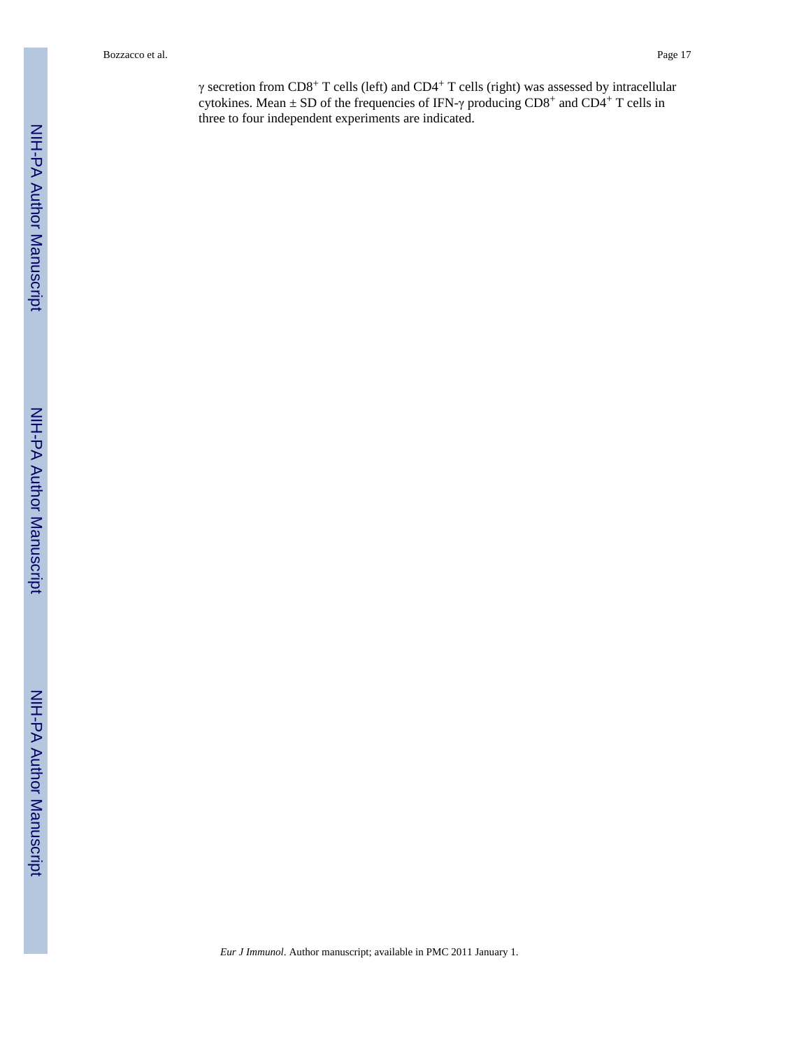γ secretion from $CD8^+$ T cells (left) and $CD4^+$ T cells (right) was assessed by intracellular cytokines. Mean ± SD of the frequencies of IFN-γ producing $CD8^+$ and $CD4^+$ T cells in three to four independent experiments are indicated.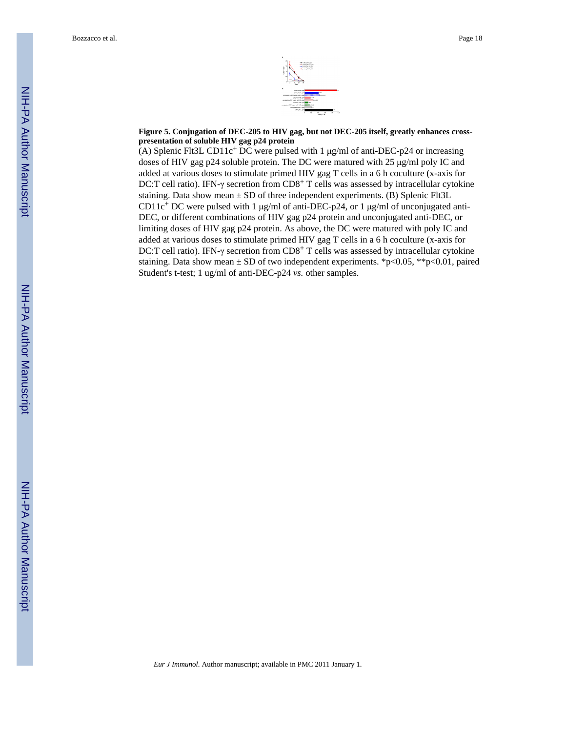**Figure 5. Conjugation of DEC-205 to HIV gag, but not DEC-205 itself, greatly enhances cross-presentation of soluble HIV gag p24 protein**

(A) Splenic Flt3L CD11c$^+$ DC were pulsed with 1 μg/ml of anti-DEC-p24 or increasing doses of HIV gag p24 soluble protein. The DC were matured with 25 μg/ml poly IC and added at various doses to stimulate primed HIV gag T cells in a 6 h coculture (x-axis for DC:T cell ratio). IFN-γ secretion from CD8$^+$ T cells was assessed by intracellular cytokine staining. Data show mean ± SD of three independent experiments. (B) Splenic Flt3L CD11c$^+$ DC were pulsed with 1 μg/ml of anti-DEC-p24, or 1 μg/ml of unconjugated anti-DEC, or different combinations of HIV gag p24 protein and unconjugated anti-DEC, or limiting doses of HIV gag p24 protein. As above, the DC were matured with poly IC and added at various doses to stimulate primed HIV gag T cells in a 6 h coculture (x-axis for DC:T cell ratio). IFN-γ secretion from CD8$^+$ T cells was assessed by intracellular cytokine staining. Data show mean ± SD of two independent experiments. *$p<0.05$, **$p<0.01$, paired Student's t-test; 1 ug/ml of anti-DEC-p24 *vs.* other samples.